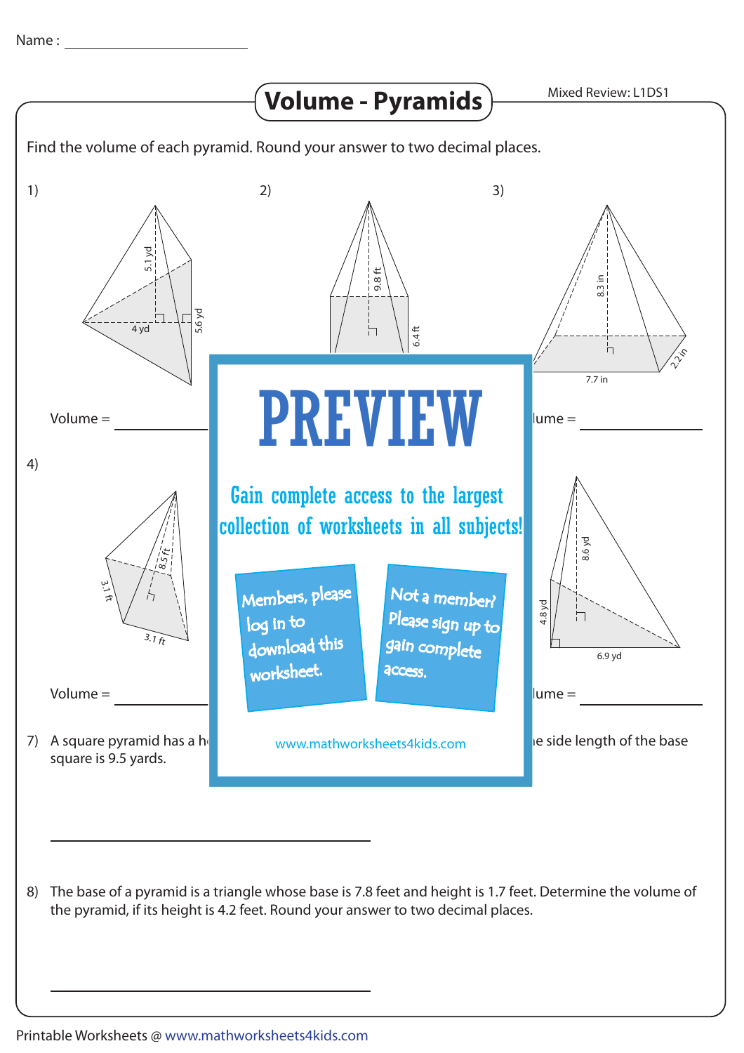Name : ____________________

# Volume - Pyramids

Mixed Review: L1DS1

Find the volume of each pyramid. Round your answer to two decimal places.

1) 5.1 yd, 4 yd, 5.6 yd

Volume = ____________

2) 9.8 ft, 6.4 ft

3) 8.3 in, 7.7 in, 2.2 in

Volume = ____________

4) 8.5 ft, 3.1 ft, 3.1 ft

Volume = ____________

6) 8.6 yd, 4.8 yd, 6.9 yd

Volume = ____________

# PREVIEW

Gain complete access to the largest collection of worksheets in all subjects!

Members, please log in to download this worksheet.

Not a member? Please sign up to gain complete access.

www.mathworksheets4kids.com

7) A square pyramid has a h... e side length of the base square is 9.5 yards.

____________________

8) The base of a pyramid is a triangle whose base is 7.8 feet and height is 1.7 feet. Determine the volume of the pyramid, if its height is 4.2 feet. Round your answer to two decimal places.

____________________

Printable Worksheets @ www.mathworksheets4kids.com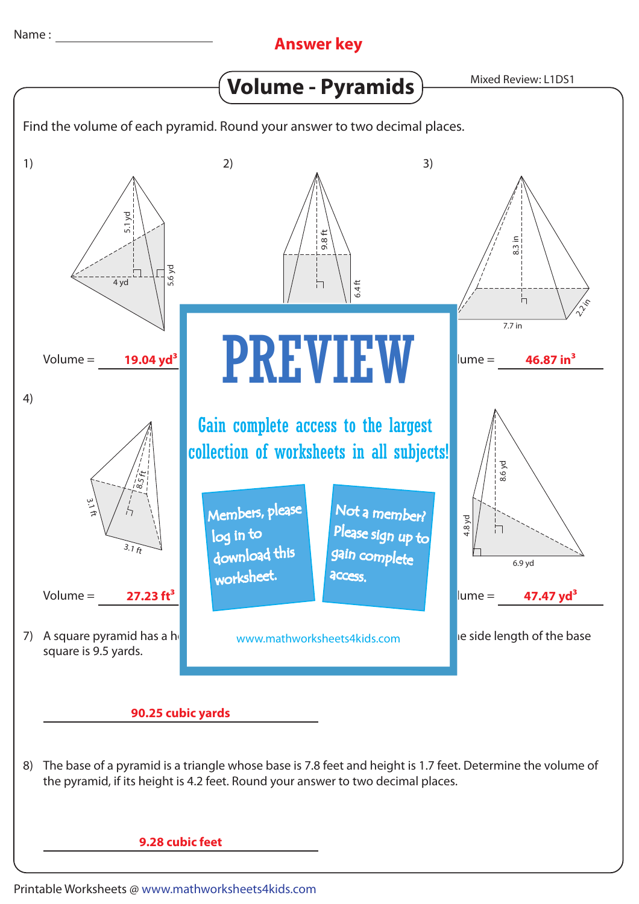Name : ________________

**Answer key**

# Volume - Pyramids

Mixed Review: L1DS1

Find the volume of each pyramid. Round your answer to two decimal places.

1)

5.1 yd
4 yd
5.6 yd

Volume = **19.04 yd³**

2)

9.8 ft
6.4 ft

3)

8.3 in
7.7 in
2.2 in

lume = **46.87 in³**

4)

8.5 ft
3.1 ft
3.1 ft

Volume = **27.23 ft³**

8.6 yd
4.8 yd
6.9 yd

lume = **47.47 yd³**

PREVIEW

Gain complete access to the largest collection of worksheets in all subjects!

Members, please log in to download this worksheet.

Not a member? Please sign up to gain complete access.

www.mathworksheets4kids.com

7) A square pyramid has a h... ...e side length of the base square is 9.5 yards.

**90.25 cubic yards**

8) The base of a pyramid is a triangle whose base is 7.8 feet and height is 1.7 feet. Determine the volume of the pyramid, if its height is 4.2 feet. Round your answer to two decimal places.

**9.28 cubic feet**